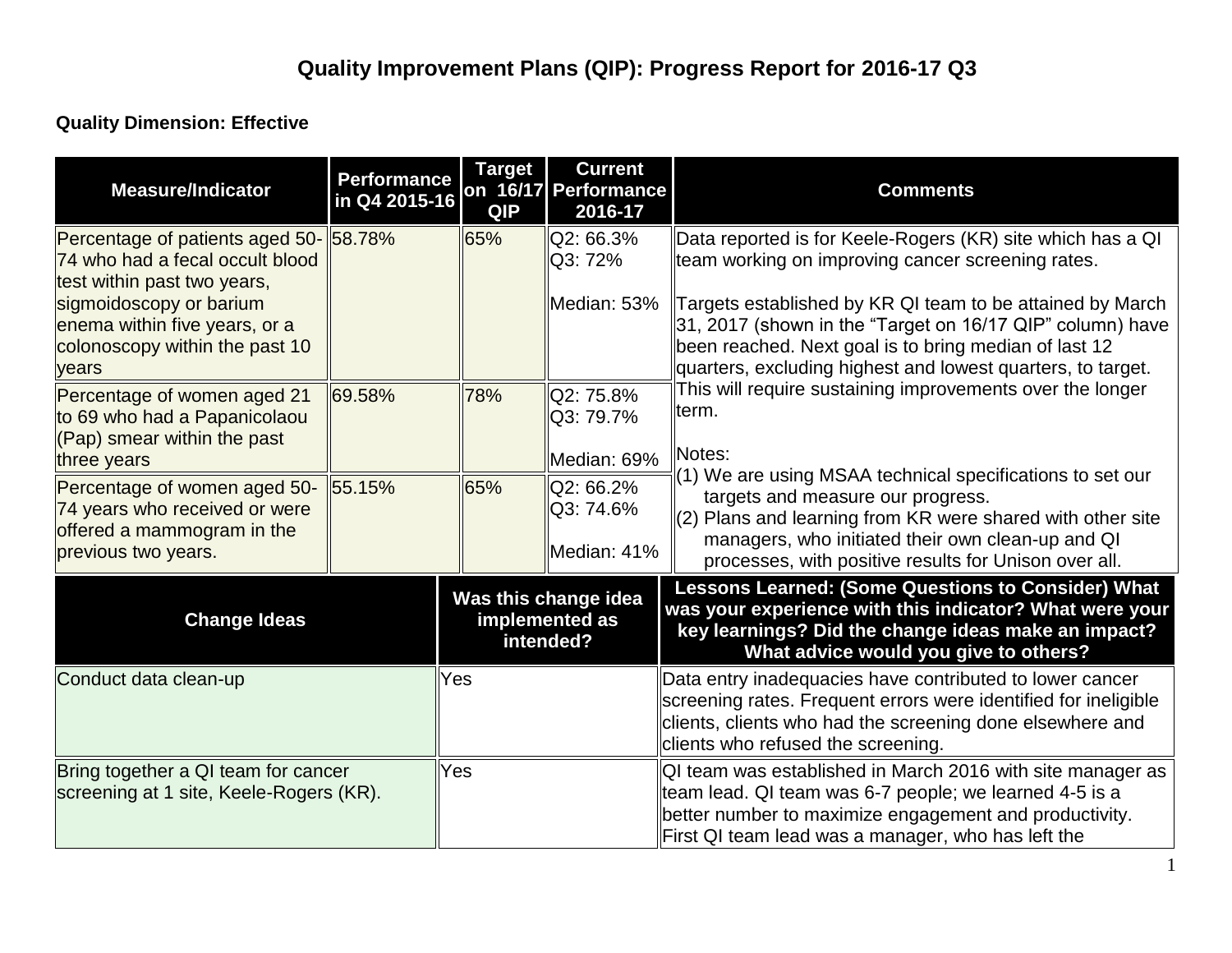# Quality Improvement Plans (QIP): Progress Report for 2016-17 Q3

**Quality Dimension: Effective**

| Measure/Indicator | Performance in Q4 2015-16 | Target on 16/17 QIP | Current Performance 2016-17 | Comments |
|---|---|---|---|---|
| Percentage of patients aged 50-74 who had a fecal occult blood test within past two years, sigmoidoscopy or barium enema within five years, or a colonoscopy within the past 10 years | 58.78% | 65% | Q2: 66.3%<br>Q3: 72%<br><br>Median: 53% | Data reported is for Keele-Rogers (KR) site which has a QI team working on improving cancer screening rates.<br><br>Targets established by KR QI team to be attained by March 31, 2017 (shown in the "Target on 16/17 QIP" column) have been reached. Next goal is to bring median of last 12 quarters, excluding highest and lowest quarters, to target. This will require sustaining improvements over the longer term.<br><br>Notes:<br>(1) We are using MSAA technical specifications to set our targets and measure our progress.<br>(2) Plans and learning from KR were shared with other site managers, who initiated their own clean-up and QI processes, with positive results for Unison over all. |
| Percentage of women aged 21 to 69 who had a Papanicolaou (Pap) smear within the past three years | 69.58% | 78% | Q2: 75.8%<br>Q3: 79.7%<br><br>Median: 69% | |
| Percentage of women aged 50-74 years who received or were offered a mammogram in the previous two years. | 55.15% | 65% | Q2: 66.2%<br>Q3: 74.6%<br><br>Median: 41% | |

| Change Ideas | Was this change idea implemented as intended? | Lessons Learned: (Some Questions to Consider) What was your experience with this indicator? What were your key learnings? Did the change ideas make an impact? What advice would you give to others? |
|---|---|---|
| Conduct data clean-up | Yes | Data entry inadequacies have contributed to lower cancer screening rates. Frequent errors were identified for ineligible clients, clients who had the screening done elsewhere and clients who refused the screening. |
| Bring together a QI team for cancer screening at 1 site, Keele-Rogers (KR). | Yes | QI team was established in March 2016 with site manager as team lead. QI team was 6-7 people; we learned 4-5 is a better number to maximize engagement and productivity. First QI team lead was a manager, who has left the |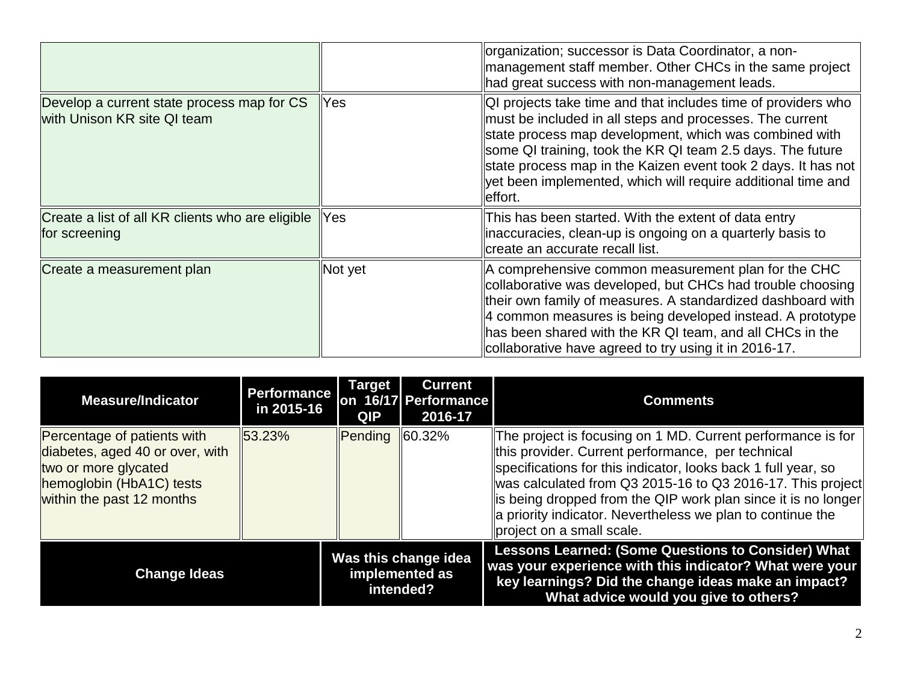| | | |
|---|---|---|
| | | organization; successor is Data Coordinator, a non-management staff member. Other CHCs in the same project had great success with non-management leads. |
| Develop a current state process map for CS with Unison KR site QI team | Yes | QI projects take time and that includes time of providers who must be included in all steps and processes. The current state process map development, which was combined with some QI training, took the KR QI team 2.5 days. The future state process map in the Kaizen event took 2 days. It has not yet been implemented, which will require additional time and effort. |
| Create a list of all KR clients who are eligible for screening | Yes | This has been started. With the extent of data entry inaccuracies, clean-up is ongoing on a quarterly basis to create an accurate recall list. |
| Create a measurement plan | Not yet | A comprehensive common measurement plan for the CHC collaborative was developed, but CHCs had trouble choosing their own family of measures. A standardized dashboard with 4 common measures is being developed instead. A prototype has been shared with the KR QI team, and all CHCs in the collaborative have agreed to try using it in 2016-17. |

| Measure/Indicator | Performance in 2015-16 | Target on 16/17 QIP | Current Performance 2016-17 | Comments |
|---|---|---|---|---|
| Percentage of patients with diabetes, aged 40 or over, with two or more glycated hemoglobin (HbA1C) tests within the past 12 months | 53.23% | Pending | 60.32% | The project is focusing on 1 MD. Current performance is for this provider. Current performance, per technical specifications for this indicator, looks back 1 full year, so was calculated from Q3 2015-16 to Q3 2016-17. This project is being dropped from the QIP work plan since it is no longer a priority indicator. Nevertheless we plan to continue the project on a small scale. |

| Change Ideas | Was this change idea implemented as intended? | Lessons Learned: (Some Questions to Consider) What was your experience with this indicator? What were your key learnings? Did the change ideas make an impact? What advice would you give to others? |
|---|---|---|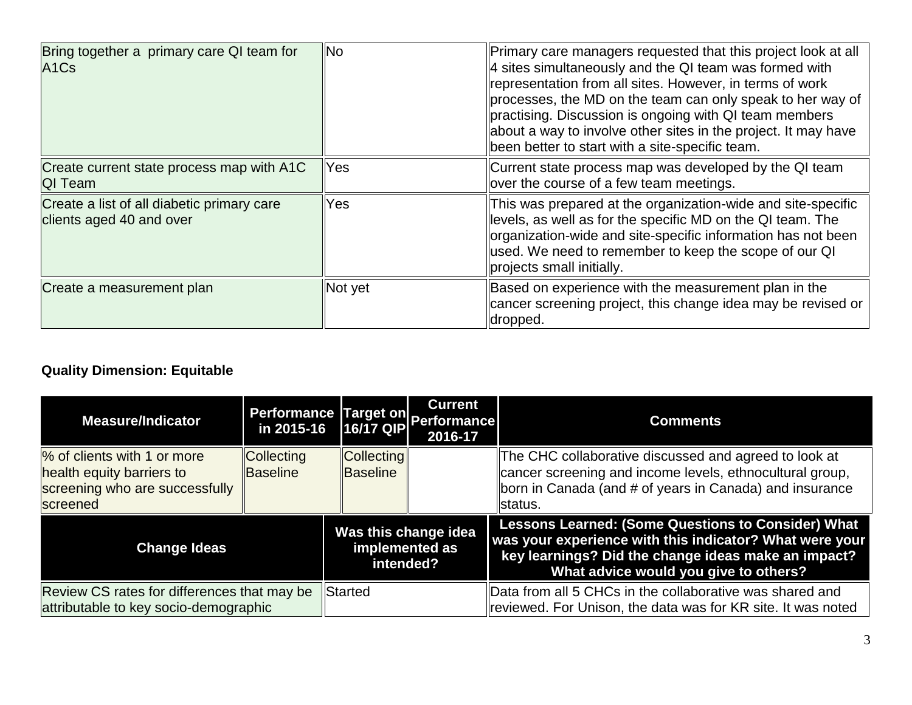| Change Ideas | Was this change idea implemented as intended? | Lessons Learned |
|---|---|---|
| Bring together a primary care QI team for A1Cs | No | Primary care managers requested that this project look at all 4 sites simultaneously and the QI team was formed with representation from all sites. However, in terms of work processes, the MD on the team can only speak to her way of practising. Discussion is ongoing with QI team members about a way to involve other sites in the project. It may have been better to start with a site-specific team. |
| Create current state process map with A1C QI Team | Yes | Current state process map was developed by the QI team over the course of a few team meetings. |
| Create a list of all diabetic primary care clients aged 40 and over | Yes | This was prepared at the organization-wide and site-specific levels, as well as for the specific MD on the QI team. The organization-wide and site-specific information has not been used. We need to remember to keep the scope of our QI projects small initially. |
| Create a measurement plan | Not yet | Based on experience with the measurement plan in the cancer screening project, this change idea may be revised or dropped. |

**Quality Dimension: Equitable**

| Measure/Indicator | Performance in 2015-16 | Target on 16/17 QIP | Current Performance 2016-17 | Comments |
|---|---|---|---|---|
| % of clients with 1 or more health equity barriers to screening who are successfully screened | Collecting Baseline | Collecting Baseline | | The CHC collaborative discussed and agreed to look at cancer screening and income levels, ethnocultural group, born in Canada (and # of years in Canada) and insurance status. |

| Change Ideas | Was this change idea implemented as intended? | Lessons Learned: (Some Questions to Consider) What was your experience with this indicator? What were your key learnings? Did the change ideas make an impact? What advice would you give to others? |
|---|---|---|
| Review CS rates for differences that may be attributable to key socio-demographic | Started | Data from all 5 CHCs in the collaborative was shared and reviewed. For Unison, the data was for KR site. It was noted |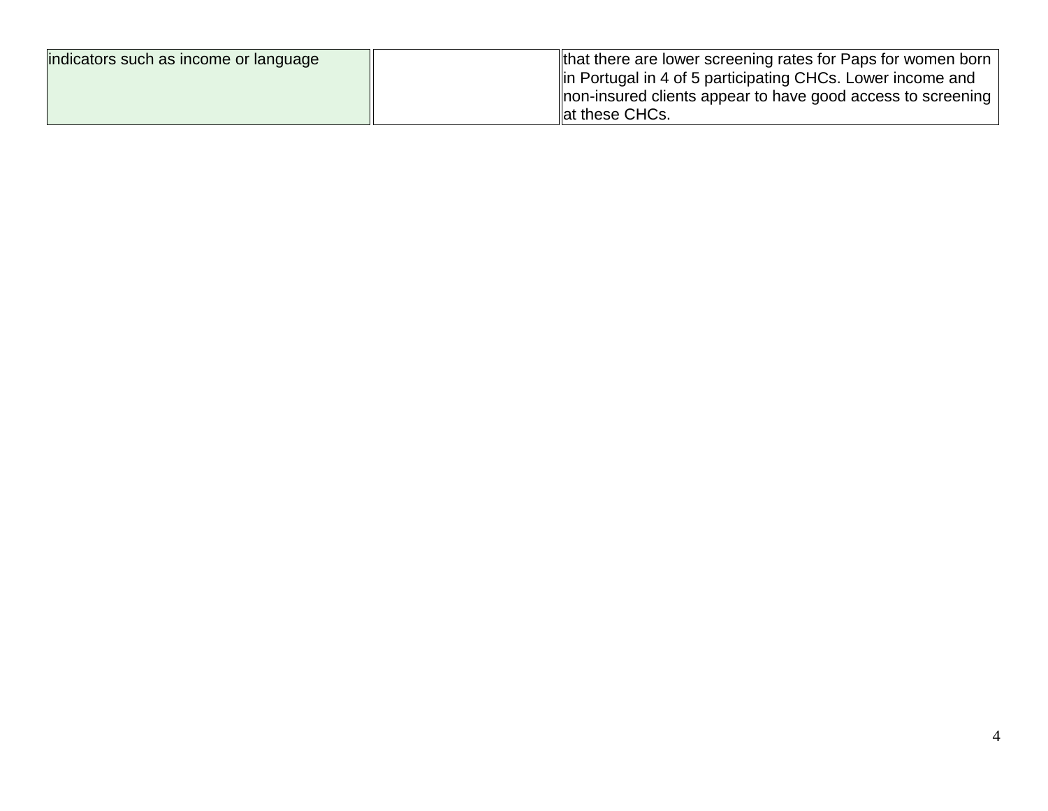| | | |
|---|---|---|
| indicators such as income or language | | that there are lower screening rates for Paps for women born in Portugal in 4 of 5 participating CHCs. Lower income and non-insured clients appear to have good access to screening at these CHCs. |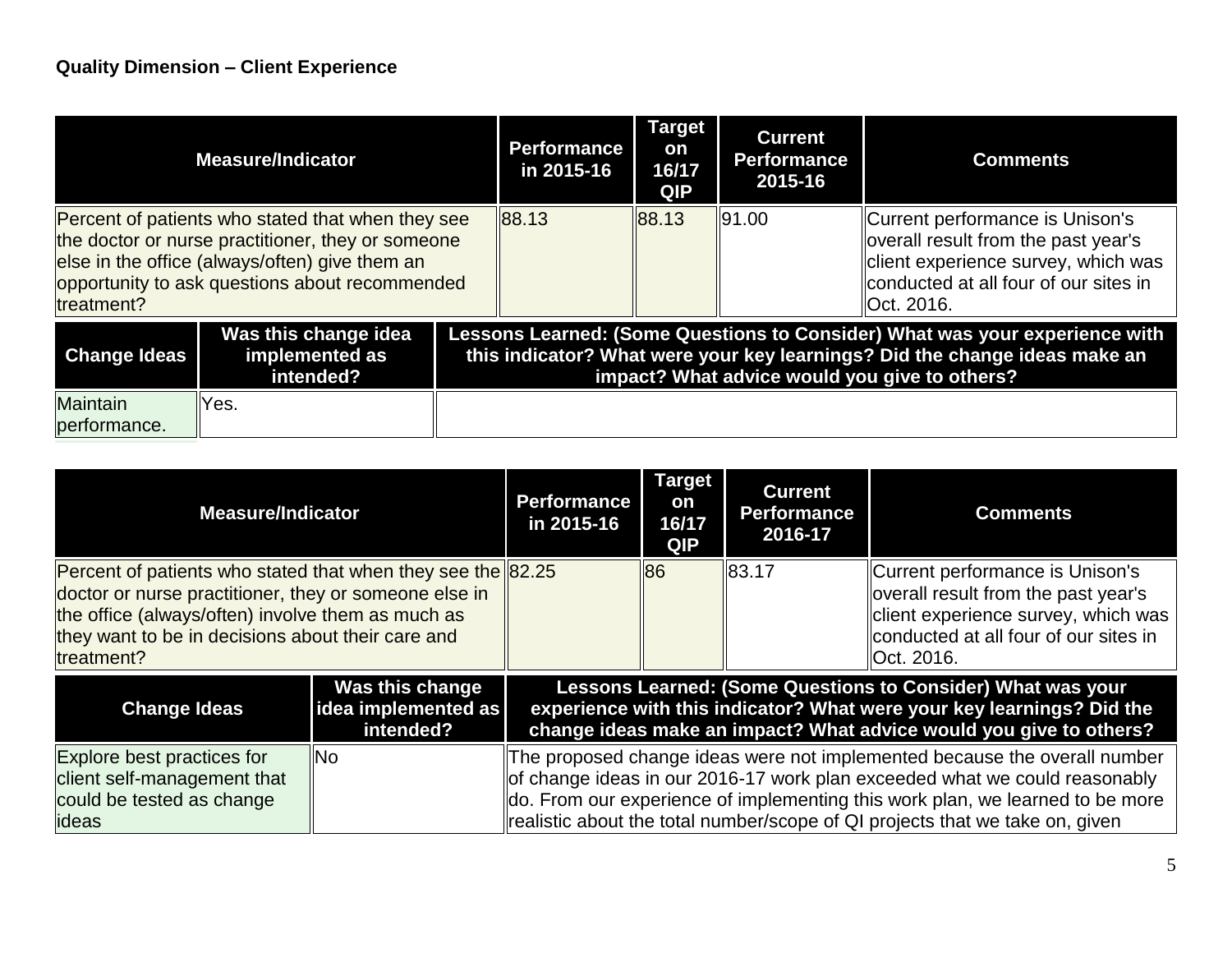**Quality Dimension – Client Experience**

| Measure/Indicator | Performance in 2015-16 | Target on 16/17 QIP | Current Performance 2015-16 | Comments |
|---|---|---|---|---|
| Percent of patients who stated that when they see the doctor or nurse practitioner, they or someone else in the office (always/often) give them an opportunity to ask questions about recommended treatment? | 88.13 | 88.13 | 91.00 | Current performance is Unison's overall result from the past year's client experience survey, which was conducted at all four of our sites in Oct. 2016. |

| Change Ideas | Was this change idea implemented as intended? | Lessons Learned: (Some Questions to Consider) What was your experience with this indicator? What were your key learnings? Did the change ideas make an impact? What advice would you give to others? |
|---|---|---|
| Maintain performance. | Yes. | |

| Measure/Indicator | Performance in 2015-16 | Target on 16/17 QIP | Current Performance 2016-17 | Comments |
|---|---|---|---|---|
| Percent of patients who stated that when they see the doctor or nurse practitioner, they or someone else in the office (always/often) involve them as much as they want to be in decisions about their care and treatment? | 82.25 | 86 | 83.17 | Current performance is Unison's overall result from the past year's client experience survey, which was conducted at all four of our sites in Oct. 2016. |

| Change Ideas | Was this change idea implemented as intended? | Lessons Learned: (Some Questions to Consider) What was your experience with this indicator? What were your key learnings? Did the change ideas make an impact? What advice would you give to others? |
|---|---|---|
| Explore best practices for client self-management that could be tested as change ideas | No | The proposed change ideas were not implemented because the overall number of change ideas in our 2016-17 work plan exceeded what we could reasonably do. From our experience of implementing this work plan, we learned to be more realistic about the total number/scope of QI projects that we take on, given |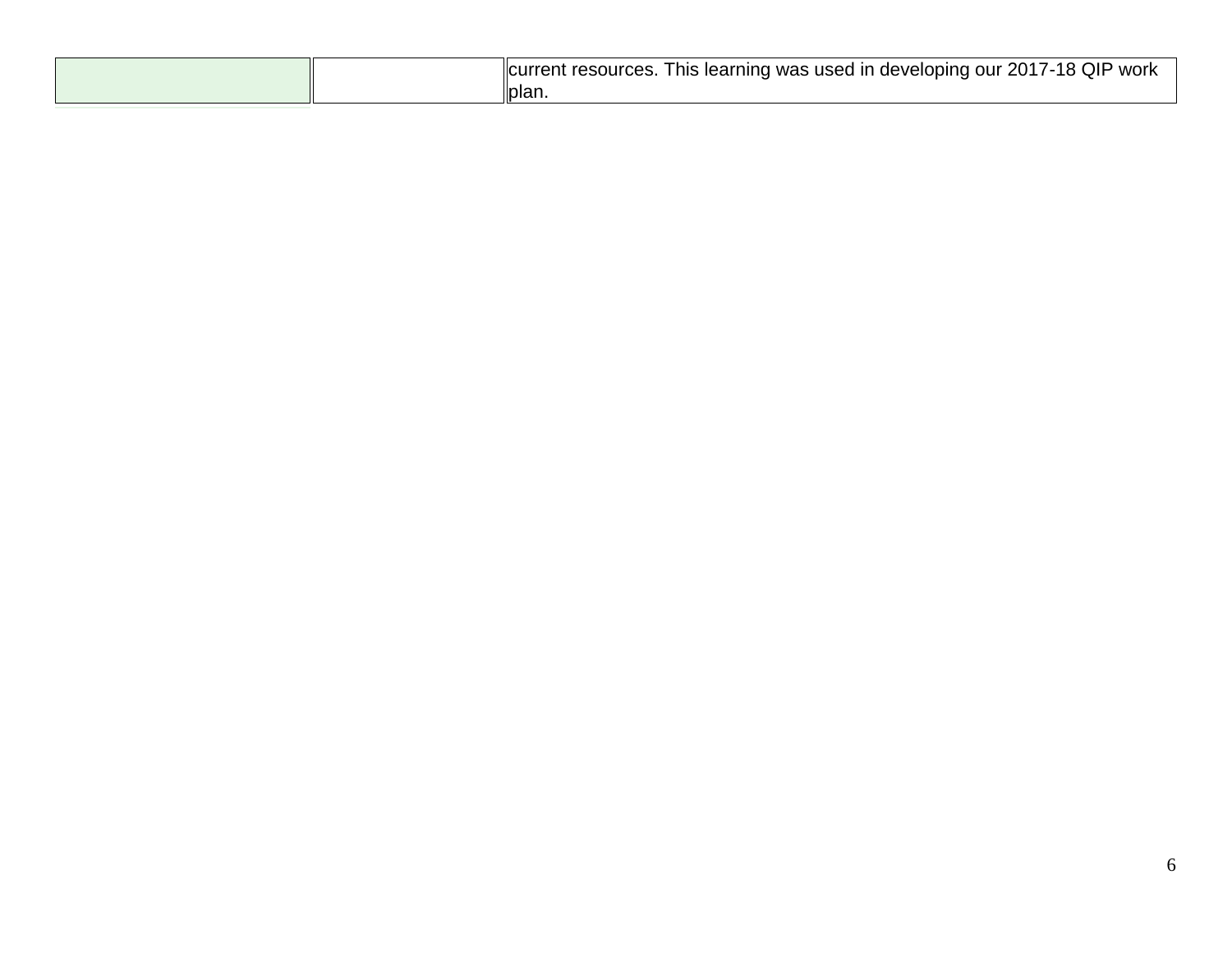| | | |
|---|---|---|
| | | current resources. This learning was used in developing our 2017-18 QIP work plan. |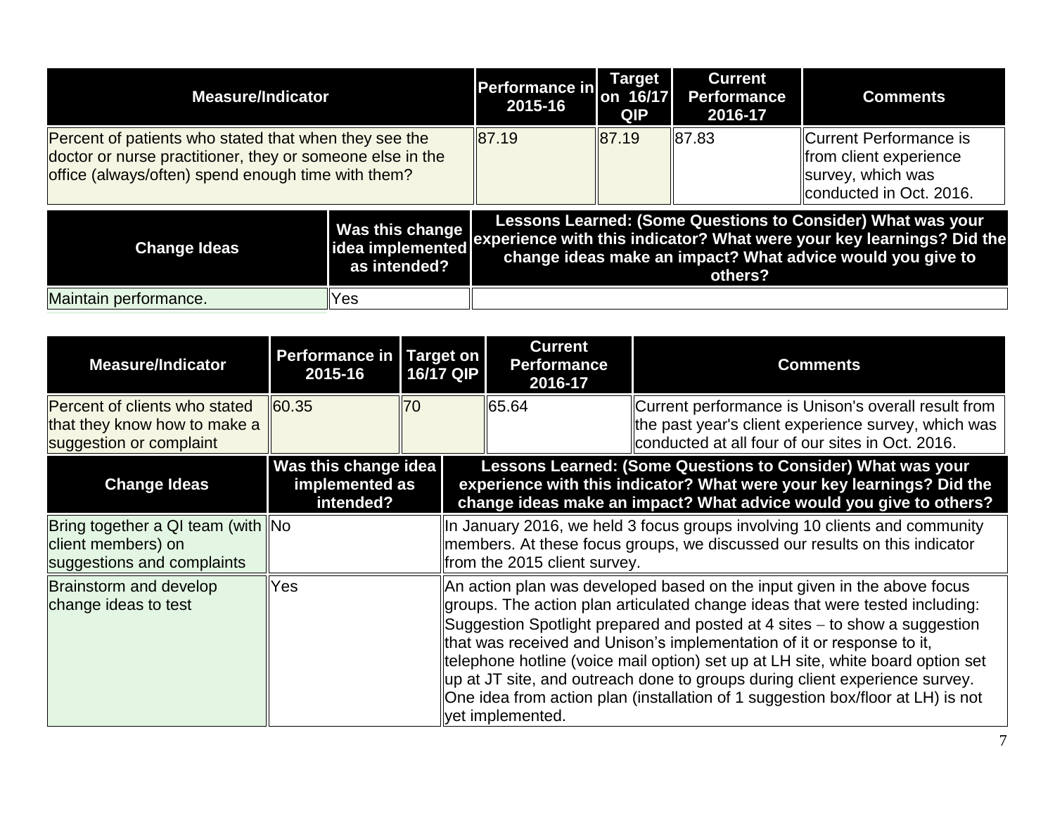| Measure/Indicator | Performance in 2015-16 | Target on 16/17 QIP | Current Performance 2016-17 | Comments |
|---|---|---|---|---|
| Percent of patients who stated that when they see the doctor or nurse practitioner, they or someone else in the office (always/often) spend enough time with them? | 87.19 | 87.19 | 87.83 | Current Performance is from client experience survey, which was conducted in Oct. 2016. |

| Change Ideas | Was this change idea implemented as intended? | Lessons Learned: (Some Questions to Consider) What was your experience with this indicator? What were your key learnings? Did the change ideas make an impact? What advice would you give to others? |
|---|---|---|
| Maintain performance. | Yes | |

| Measure/Indicator | Performance in 2015-16 | Target on 16/17 QIP | Current Performance 2016-17 | Comments |
|---|---|---|---|---|
| Percent of clients who stated that they know how to make a suggestion or complaint | 60.35 | 70 | 65.64 | Current performance is Unison's overall result from the past year's client experience survey, which was conducted at all four of our sites in Oct. 2016. |

| Change Ideas | Was this change idea implemented as intended? | Lessons Learned: (Some Questions to Consider) What was your experience with this indicator? What were your key learnings? Did the change ideas make an impact? What advice would you give to others? |
|---|---|---|
| Bring together a QI team (with client members) on suggestions and complaints | No | In January 2016, we held 3 focus groups involving 10 clients and community members. At these focus groups, we discussed our results on this indicator from the 2015 client survey. |
| Brainstorm and develop change ideas to test | Yes | An action plan was developed based on the input given in the above focus groups. The action plan articulated change ideas that were tested including: Suggestion Spotlight prepared and posted at 4 sites – to show a suggestion that was received and Unison's implementation of it or response to it, telephone hotline (voice mail option) set up at LH site, white board option set up at JT site, and outreach done to groups during client experience survey. One idea from action plan (installation of 1 suggestion box/floor at LH) is not yet implemented. |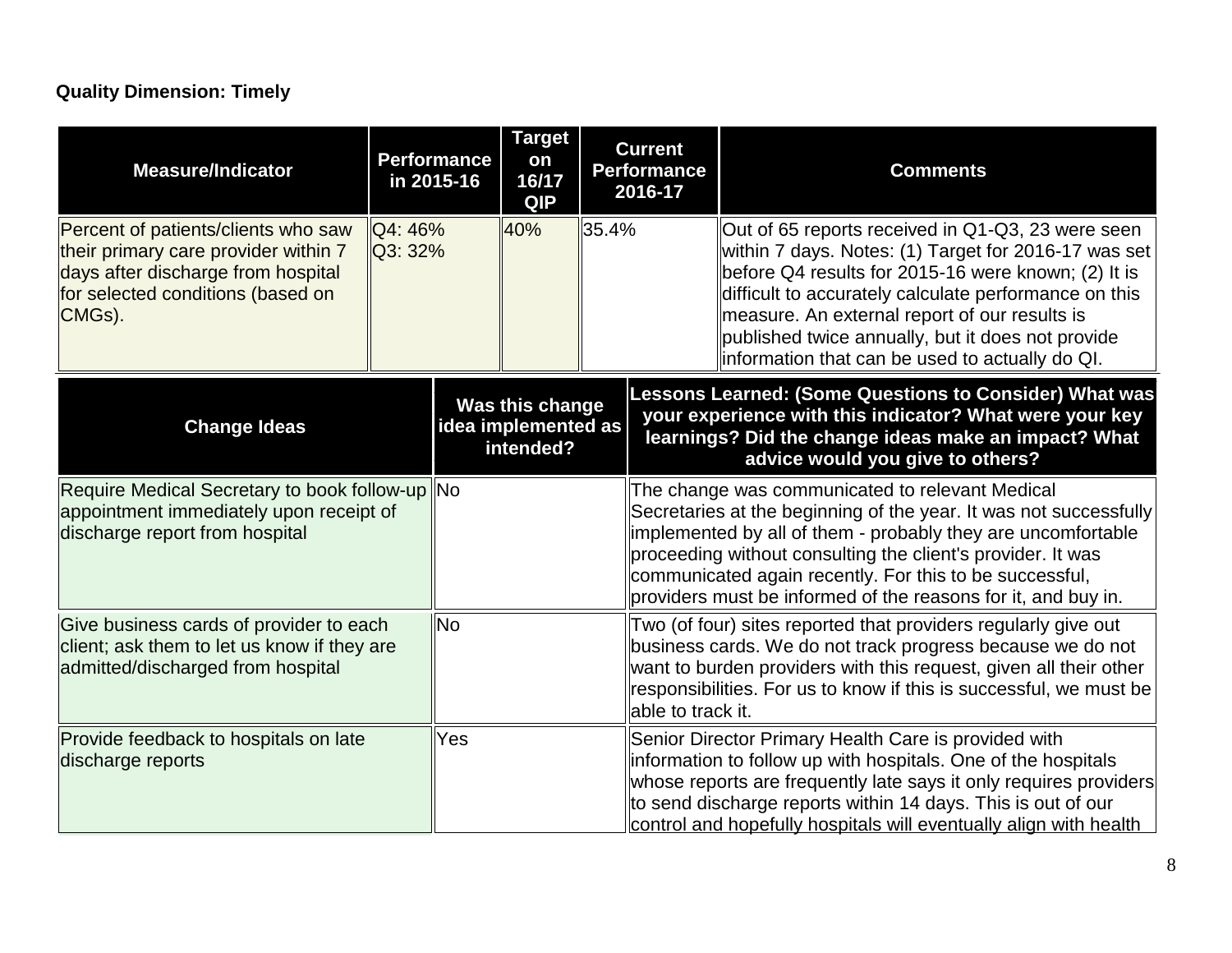**Quality Dimension: Timely**

| Measure/Indicator | Performance in 2015-16 | Target on 16/17 QIP | Current Performance 2016-17 | Comments |
|---|---|---|---|---|
| Percent of patients/clients who saw their primary care provider within 7 days after discharge from hospital for selected conditions (based on CMGs). | Q4: 46%<br>Q3: 32% | 40% | 35.4% | Out of 65 reports received in Q1-Q3, 23 were seen within 7 days. Notes: (1) Target for 2016-17 was set before Q4 results for 2015-16 were known; (2) It is difficult to accurately calculate performance on this measure. An external report of our results is published twice annually, but it does not provide information that can be used to actually do QI. |

| Change Ideas | Was this change idea implemented as intended? | Lessons Learned: (Some Questions to Consider) What was your experience with this indicator? What were your key learnings? Did the change ideas make an impact? What advice would you give to others? |
|---|---|---|
| Require Medical Secretary to book follow-up appointment immediately upon receipt of discharge report from hospital | No | The change was communicated to relevant Medical Secretaries at the beginning of the year. It was not successfully implemented by all of them - probably they are uncomfortable proceeding without consulting the client's provider. It was communicated again recently. For this to be successful, providers must be informed of the reasons for it, and buy in. |
| Give business cards of provider to each client; ask them to let us know if they are admitted/discharged from hospital | No | Two (of four) sites reported that providers regularly give out business cards. We do not track progress because we do not want to burden providers with this request, given all their other responsibilities. For us to know if this is successful, we must be able to track it. |
| Provide feedback to hospitals on late discharge reports | Yes | Senior Director Primary Health Care is provided with information to follow up with hospitals. One of the hospitals whose reports are frequently late says it only requires providers to send discharge reports within 14 days. This is out of our control and hopefully hospitals will eventually align with health |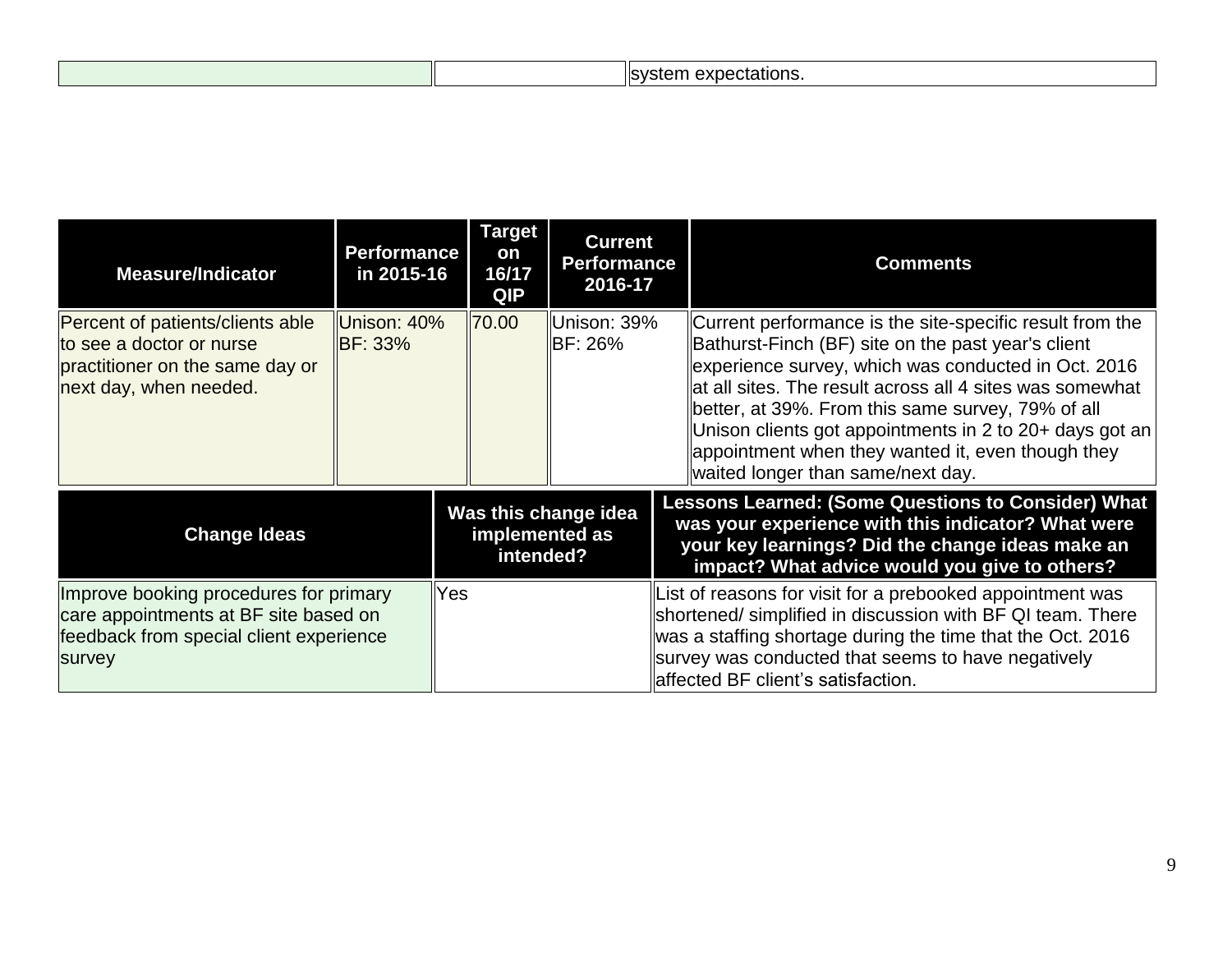| | | |
|---|---|---|
| | | system expectations. |

| Measure/Indicator | Performance in 2015-16 | Target on 16/17 QIP | Current Performance 2016-17 | Comments |
|---|---|---|---|---|
| Percent of patients/clients able to see a doctor or nurse practitioner on the same day or next day, when needed. | Unison: 40% BF: 33% | 70.00 | Unison: 39% BF: 26% | Current performance is the site-specific result from the Bathurst-Finch (BF) site on the past year's client experience survey, which was conducted in Oct. 2016 at all sites. The result across all 4 sites was somewhat better, at 39%. From this same survey, 79% of all Unison clients got appointments in 2 to 20+ days got an appointment when they wanted it, even though they waited longer than same/next day. |

| Change Ideas | Was this change idea implemented as intended? | Lessons Learned: (Some Questions to Consider) What was your experience with this indicator? What were your key learnings? Did the change ideas make an impact? What advice would you give to others? |
|---|---|---|
| Improve booking procedures for primary care appointments at BF site based on feedback from special client experience survey | Yes | List of reasons for visit for a prebooked appointment was shortened/ simplified in discussion with BF QI team. There was a staffing shortage during the time that the Oct. 2016 survey was conducted that seems to have negatively affected BF client's satisfaction. |